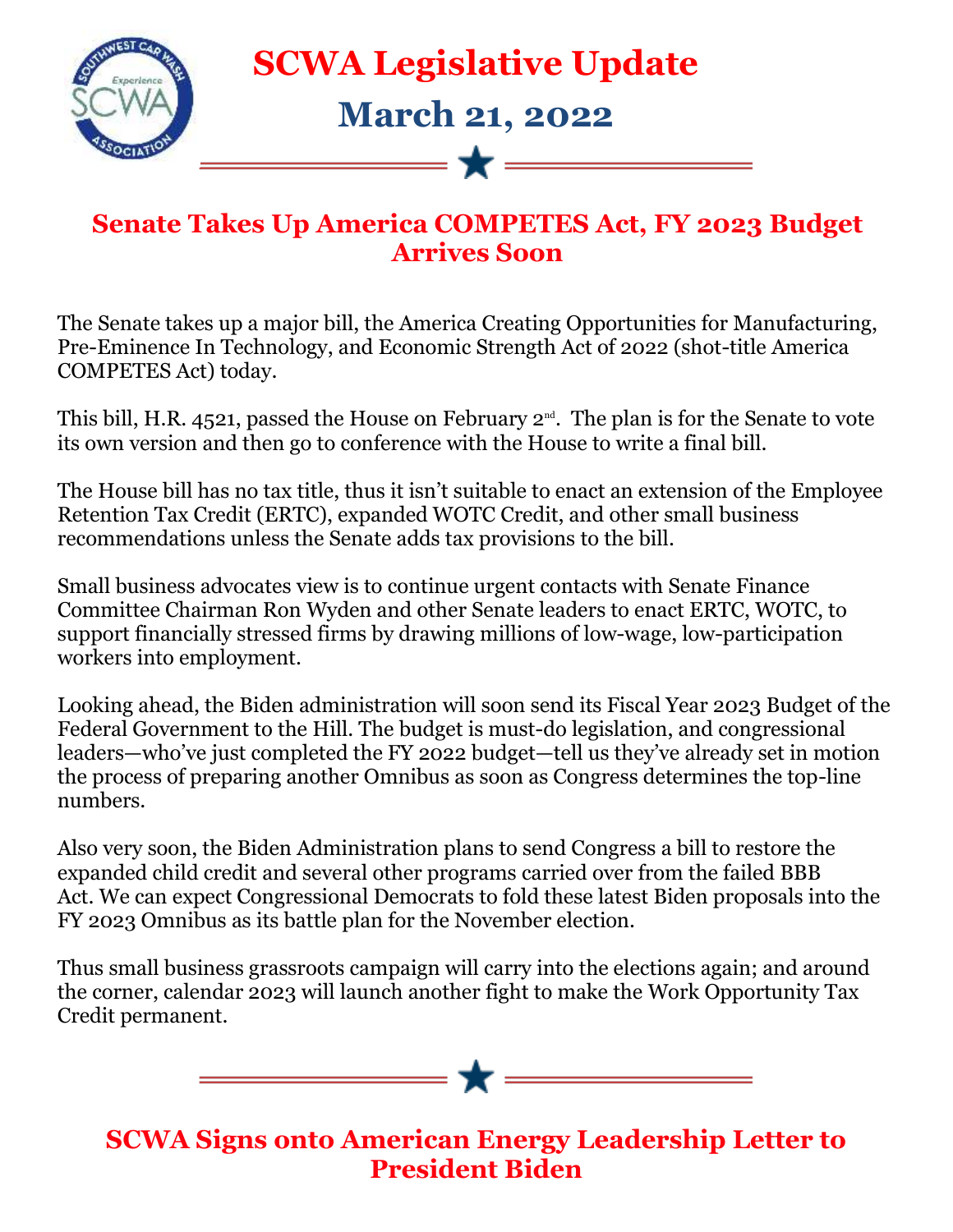# SCWA Legislative Update

## March 21, 2022

## Senate Takes Up America COMPETES Act, FY 2023 Budget Arrives Soon

The Senate takes up a major bill, the America Creating Opportunities for Manufacturing, Pre-Eminence In Technology, and Economic Strength Act of 2022 (shot-title America COMPETES Act) today.

This bill, H.R. 4521, passed the House on February 2nd. The plan is for the Senate to vote its own version and then go to conference with the House to write a final bill.

The House bill has no tax title, thus it isn't suitable to enact an extension of the Employee Retention Tax Credit (ERTC), expanded WOTC Credit, and other small business recommendations unless the Senate adds tax provisions to the bill.

Small business advocates view is to continue urgent contacts with Senate Finance Committee Chairman Ron Wyden and other Senate leaders to enact ERTC, WOTC, to support financially stressed firms by drawing millions of low-wage, low-participation workers into employment.

Looking ahead, the Biden administration will soon send its Fiscal Year 2023 Budget of the Federal Government to the Hill. The budget is must-do legislation, and congressional leaders—who've just completed the FY 2022 budget—tell us they've already set in motion the process of preparing another Omnibus as soon as Congress determines the top-line numbers.

Also very soon, the Biden Administration plans to send Congress a bill to restore the expanded child credit and several other programs carried over from the failed BBB Act. We can expect Congressional Democrats to fold these latest Biden proposals into the FY 2023 Omnibus as its battle plan for the November election.

Thus small business grassroots campaign will carry into the elections again; and around the corner, calendar 2023 will launch another fight to make the Work Opportunity Tax Credit permanent.

## SCWA Signs onto American Energy Leadership Letter to President Biden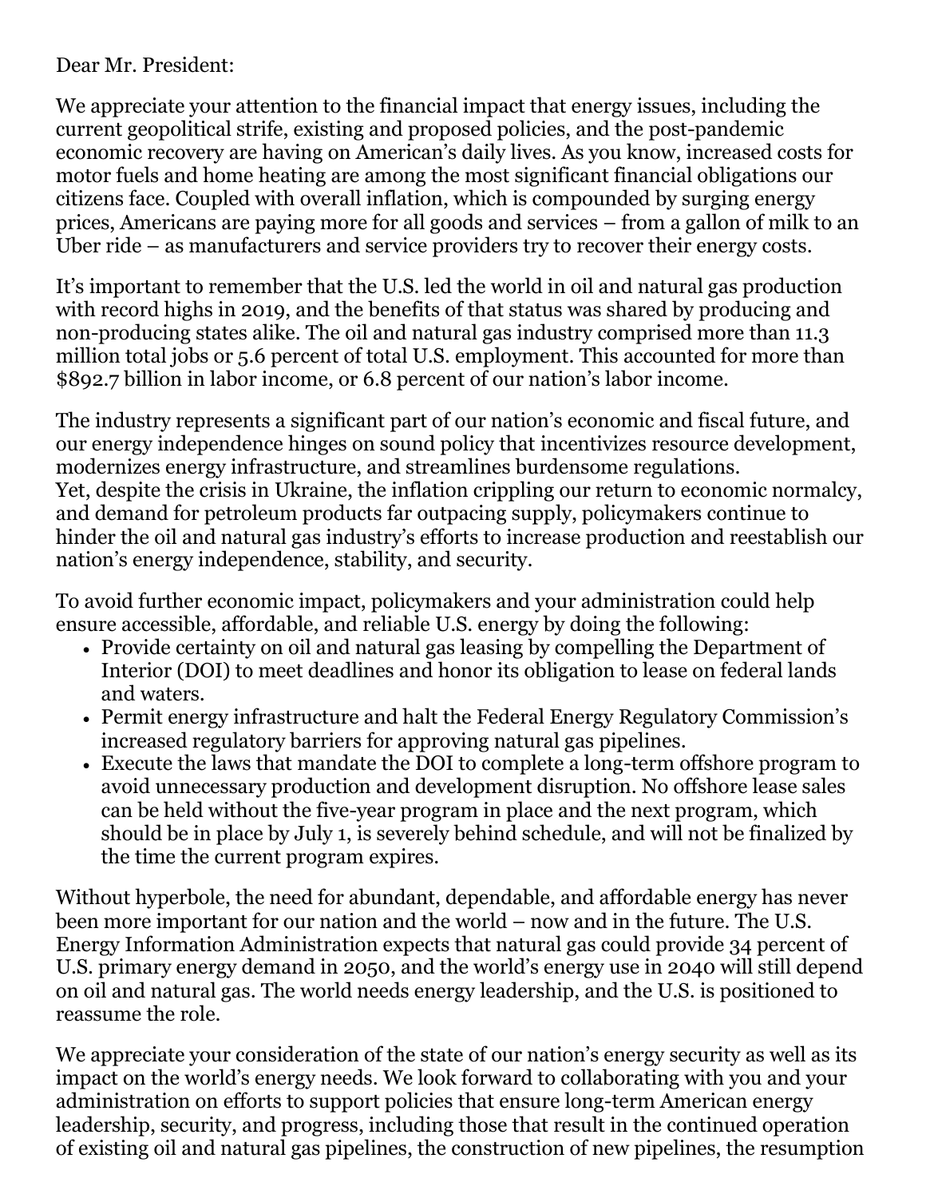Dear Mr. President:

We appreciate your attention to the financial impact that energy issues, including the current geopolitical strife, existing and proposed policies, and the post-pandemic economic recovery are having on American's daily lives. As you know, increased costs for motor fuels and home heating are among the most significant financial obligations our citizens face. Coupled with overall inflation, which is compounded by surging energy prices, Americans are paying more for all goods and services – from a gallon of milk to an Uber ride – as manufacturers and service providers try to recover their energy costs.

It's important to remember that the U.S. led the world in oil and natural gas production with record highs in 2019, and the benefits of that status was shared by producing and non-producing states alike. The oil and natural gas industry comprised more than 11.3 million total jobs or 5.6 percent of total U.S. employment. This accounted for more than $892.7 billion in labor income, or 6.8 percent of our nation's labor income.

The industry represents a significant part of our nation's economic and fiscal future, and our energy independence hinges on sound policy that incentivizes resource development, modernizes energy infrastructure, and streamlines burdensome regulations. Yet, despite the crisis in Ukraine, the inflation crippling our return to economic normalcy, and demand for petroleum products far outpacing supply, policymakers continue to hinder the oil and natural gas industry's efforts to increase production and reestablish our nation's energy independence, stability, and security.

To avoid further economic impact, policymakers and your administration could help ensure accessible, affordable, and reliable U.S. energy by doing the following:

- Provide certainty on oil and natural gas leasing by compelling the Department of Interior (DOI) to meet deadlines and honor its obligation to lease on federal lands and waters.
- Permit energy infrastructure and halt the Federal Energy Regulatory Commission's increased regulatory barriers for approving natural gas pipelines.
- Execute the laws that mandate the DOI to complete a long-term offshore program to avoid unnecessary production and development disruption. No offshore lease sales can be held without the five-year program in place and the next program, which should be in place by July 1, is severely behind schedule, and will not be finalized by the time the current program expires.

Without hyperbole, the need for abundant, dependable, and affordable energy has never been more important for our nation and the world – now and in the future. The U.S. Energy Information Administration expects that natural gas could provide 34 percent of U.S. primary energy demand in 2050, and the world's energy use in 2040 will still depend on oil and natural gas. The world needs energy leadership, and the U.S. is positioned to reassume the role.

We appreciate your consideration of the state of our nation's energy security as well as its impact on the world's energy needs. We look forward to collaborating with you and your administration on efforts to support policies that ensure long-term American energy leadership, security, and progress, including those that result in the continued operation of existing oil and natural gas pipelines, the construction of new pipelines, the resumption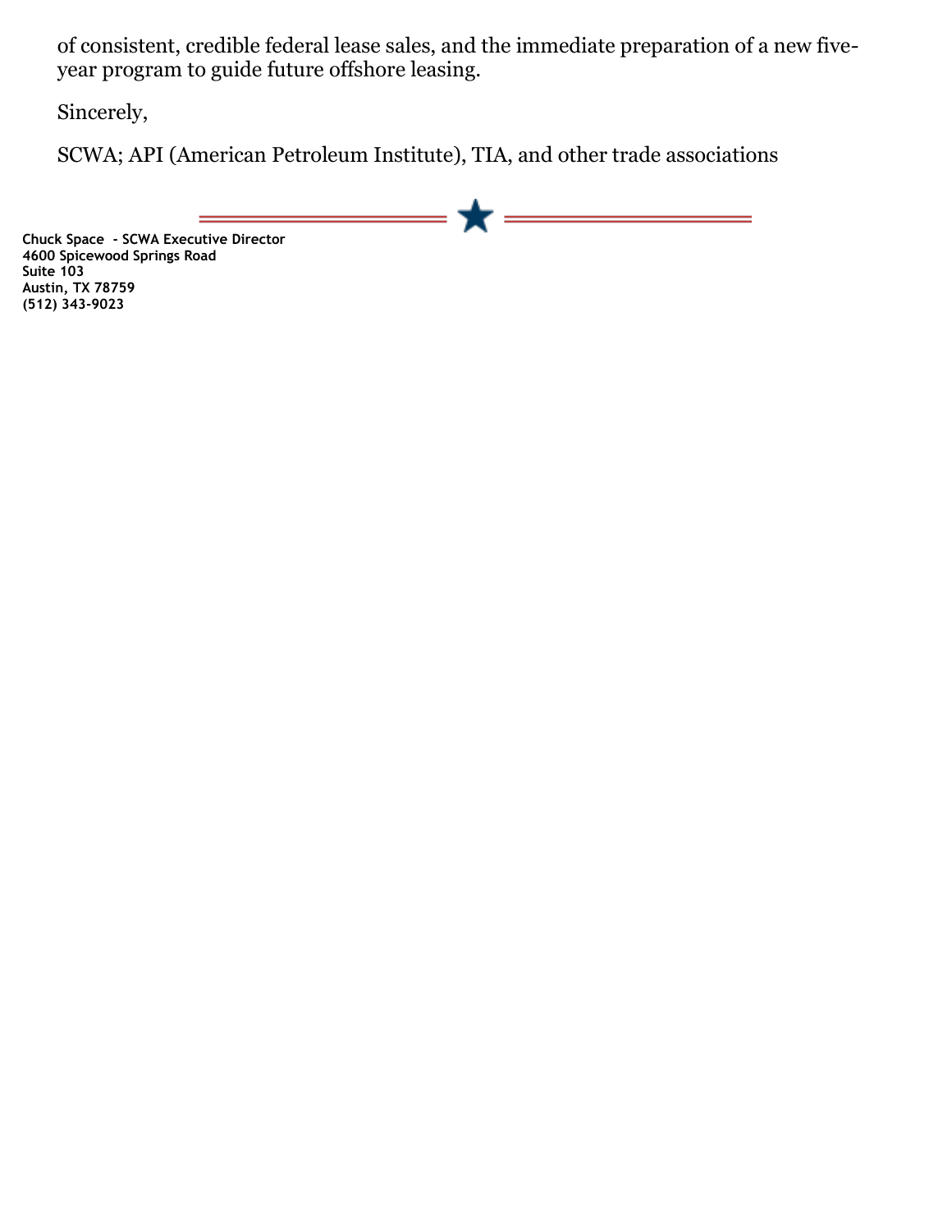of consistent, credible federal lease sales, and the immediate preparation of a new five-year program to guide future offshore leasing.

Sincerely,

SCWA; API (American Petroleum Institute), TIA, and other trade associations

**Chuck Space - SCWA Executive Director**
**4600 Spicewood Springs Road**
**Suite 103**
**Austin, TX 78759**
**(512) 343-9023**